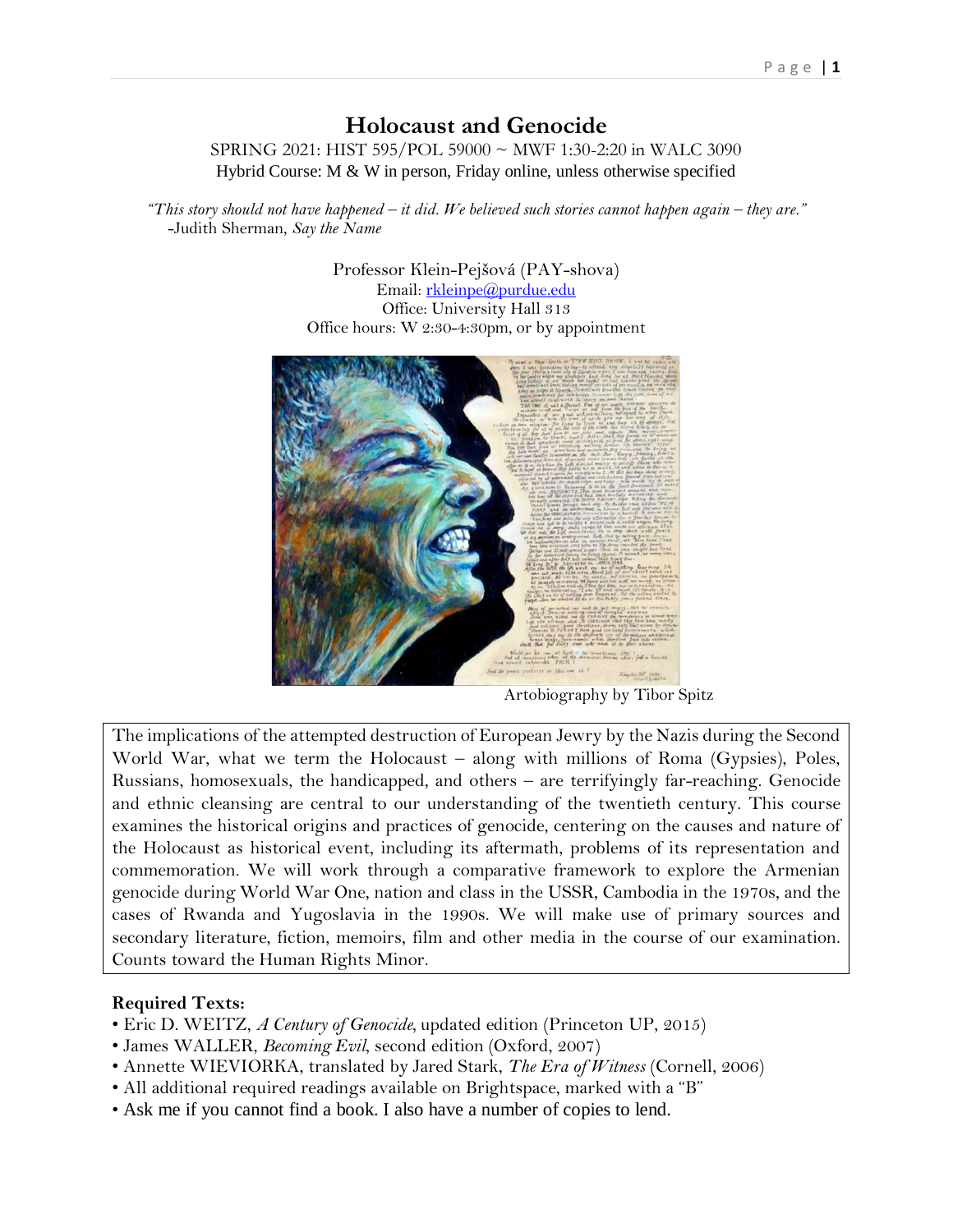# Holocaust and Genocide

SPRING 2021: HIST 595/POL 59000 ~ MWF 1:30-2:20 in WALC 3090
Hybrid Course: M & W in person, Friday online, unless otherwise specified

*"This story should not have happened – it did. We believed such stories cannot happen again – they are."*
-Judith Sherman, *Say the Name*

Professor Klein-Pejšová (PAY-shova)
Email: rkleinpe@purdue.edu
Office: University Hall 313
Office hours: W 2:30-4:30pm, or by appointment

Artobiography by Tibor Spitz

The implications of the attempted destruction of European Jewry by the Nazis during the Second World War, what we term the Holocaust – along with millions of Roma (Gypsies), Poles, Russians, homosexuals, the handicapped, and others – are terrifyingly far-reaching. Genocide and ethnic cleansing are central to our understanding of the twentieth century. This course examines the historical origins and practices of genocide, centering on the causes and nature of the Holocaust as historical event, including its aftermath, problems of its representation and commemoration. We will work through a comparative framework to explore the Armenian genocide during World War One, nation and class in the USSR, Cambodia in the 1970s, and the cases of Rwanda and Yugoslavia in the 1990s. We will make use of primary sources and secondary literature, fiction, memoirs, film and other media in the course of our examination. Counts toward the Human Rights Minor.

**Required Texts:**

- Eric D. WEITZ, *A Century of Genocide*, updated edition (Princeton UP, 2015)
- James WALLER, *Becoming Evil*, second edition (Oxford, 2007)
- Annette WIEVIORKA, translated by Jared Stark, *The Era of Witness* (Cornell, 2006)
- All additional required readings available on Brightspace, marked with a "B"
- Ask me if you cannot find a book. I also have a number of copies to lend.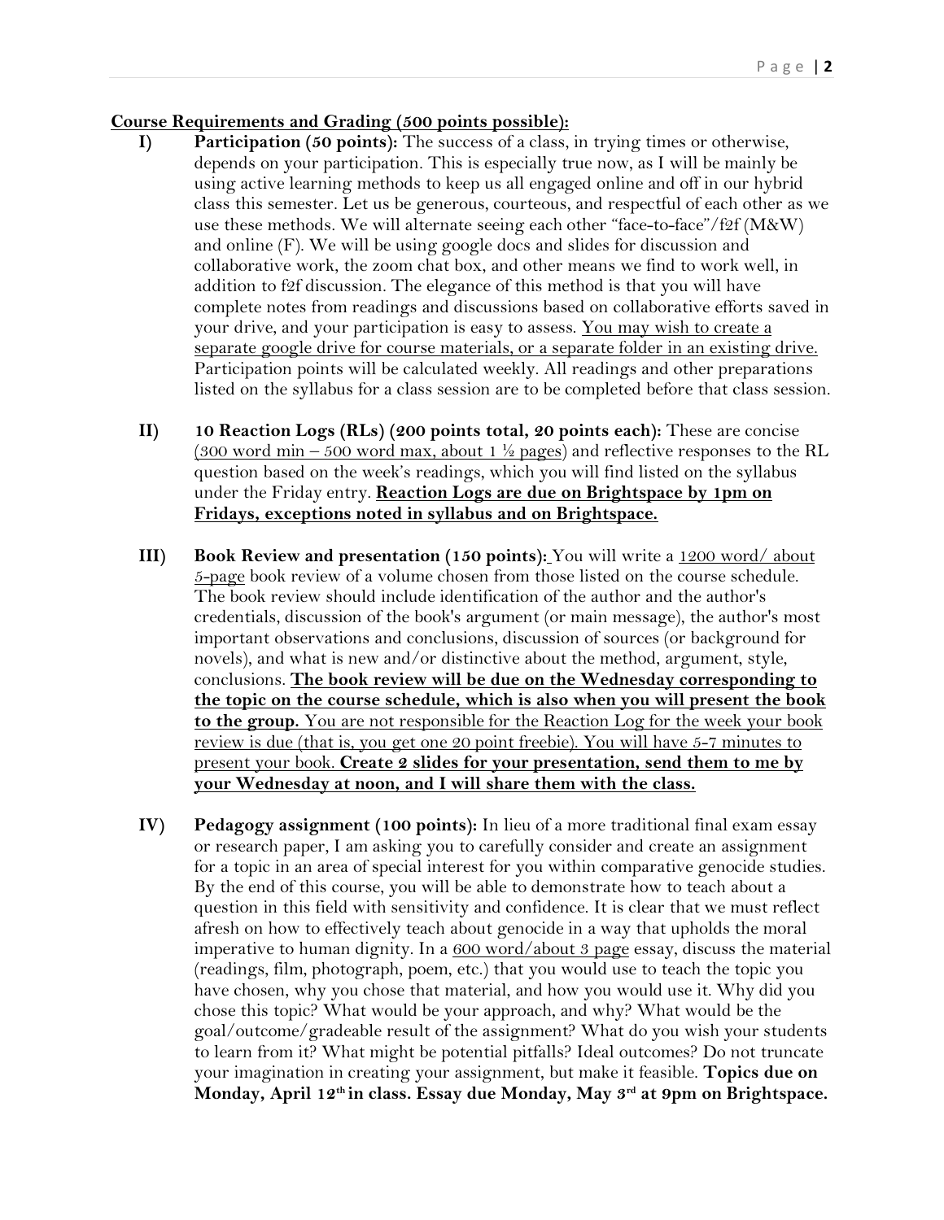**Course Requirements and Grading (500 points possible):**

I) **Participation (50 points):** The success of a class, in trying times or otherwise, depends on your participation. This is especially true now, as I will be mainly be using active learning methods to keep us all engaged online and off in our hybrid class this semester. Let us be generous, courteous, and respectful of each other as we use these methods. We will alternate seeing each other "face-to-face"/f2f (M&W) and online (F). We will be using google docs and slides for discussion and collaborative work, the zoom chat box, and other means we find to work well, in addition to f2f discussion. The elegance of this method is that you will have complete notes from readings and discussions based on collaborative efforts saved in your drive, and your participation is easy to assess. You may wish to create a separate google drive for course materials, or a separate folder in an existing drive. Participation points will be calculated weekly. All readings and other preparations listed on the syllabus for a class session are to be completed before that class session.

II) **10 Reaction Logs (RLs) (200 points total, 20 points each):** These are concise (300 word min – 500 word max, about 1 ½ pages) and reflective responses to the RL question based on the week's readings, which you will find listed on the syllabus under the Friday entry. **Reaction Logs are due on Brightspace by 1pm on Fridays, exceptions noted in syllabus and on Brightspace.**

III) **Book Review and presentation (150 points):** You will write a 1200 word/ about 5-page book review of a volume chosen from those listed on the course schedule. The book review should include identification of the author and the author's credentials, discussion of the book's argument (or main message), the author's most important observations and conclusions, discussion of sources (or background for novels), and what is new and/or distinctive about the method, argument, style, conclusions. **The book review will be due on the Wednesday corresponding to the topic on the course schedule, which is also when you will present the book to the group.** You are not responsible for the Reaction Log for the week your book review is due (that is, you get one 20 point freebie). You will have 5-7 minutes to present your book. **Create 2 slides for your presentation, send them to me by your Wednesday at noon, and I will share them with the class.**

IV) **Pedagogy assignment (100 points):** In lieu of a more traditional final exam essay or research paper, I am asking you to carefully consider and create an assignment for a topic in an area of special interest for you within comparative genocide studies. By the end of this course, you will be able to demonstrate how to teach about a question in this field with sensitivity and confidence. It is clear that we must reflect afresh on how to effectively teach about genocide in a way that upholds the moral imperative to human dignity. In a 600 word/about 3 page essay, discuss the material (readings, film, photograph, poem, etc.) that you would use to teach the topic you have chosen, why you chose that material, and how you would use it. Why did you chose this topic? What would be your approach, and why? What would be the goal/outcome/gradeable result of the assignment? What do you wish your students to learn from it? What might be potential pitfalls? Ideal outcomes? Do not truncate your imagination in creating your assignment, but make it feasible. **Topics due on Monday, April 12th in class. Essay due Monday, May 3rd at 9pm on Brightspace.**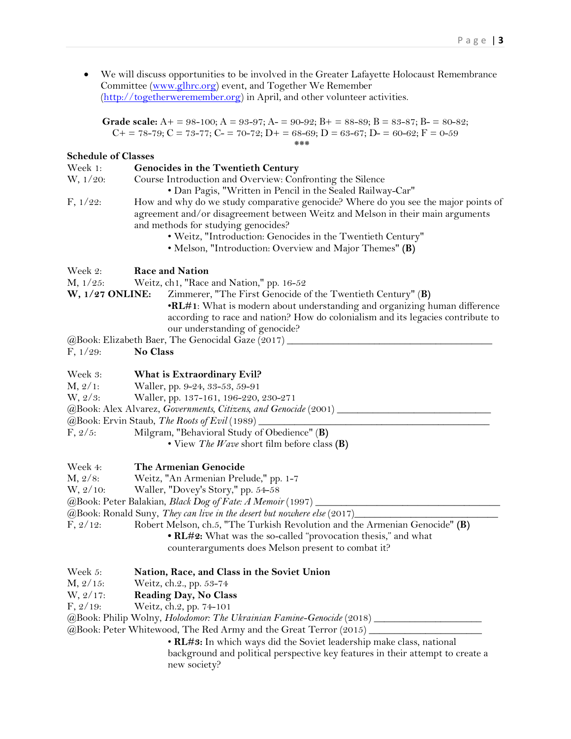- We will discuss opportunities to be involved in the Greater Lafayette Holocaust Remembrance Committee (www.glhrc.org) event, and Together We Remember (http://togetherweremember.org) in April, and other volunteer activities.

**Grade scale:** A+ = 98-100; A = 93-97; A- = 90-92; B+ = 88-89; B = 83-87; B- = 80-82; C+ = 78-79; C = 73-77; C- = 70-72; D+ = 68-69; D = 63-67; D- = 60-62; F = 0-59

***

**Schedule of Classes**

Week 1: **Genocides in the Twentieth Century**

W, 1/20: Course Introduction and Overview: Confronting the Silence
- Dan Pagis, "Written in Pencil in the Sealed Railway-Car"

F, 1/22: How and why do we study comparative genocide? Where do you see the major points of agreement and/or disagreement between Weitz and Melson in their main arguments and methods for studying genocides?
- Weitz, "Introduction: Genocides in the Twentieth Century"
- Melson, "Introduction: Overview and Major Themes" **(B)**

Week 2: **Race and Nation**

M, 1/25: Weitz, ch1, "Race and Nation," pp. 16-52

**W, 1/27 ONLINE:** Zimmerer, "The First Genocide of the Twentieth Century" (**B**)
- **RL#1**: What is modern about understanding and organizing human difference according to race and nation? How do colonialism and its legacies contribute to our understanding of genocide?

@Book: Elizabeth Baer, The Genocidal Gaze (2017) ________________________________________

F, 1/29: **No Class**

Week 3: **What is Extraordinary Evil?**

M, 2/1: Waller, pp. 9-24, 33-53, 59-91

W, 2/3: Waller, pp. 137-161, 196-220, 230-271

@Book: Alex Alvarez, *Governments, Citizens, and Genocide* (2001) ______________________________

@Book: Ervin Staub, *The Roots of Evil* (1989) ____________________________________________

F, 2/5: Milgram, "Behavioral Study of Obedience" (**B**)
- View *The Wave* short film before class **(B)**

Week 4: **The Armenian Genocide**

M, 2/8: Weitz, "An Armenian Prelude," pp. 1-7

W, 2/10: Waller, "Dovey's Story," pp. 54-58

@Book: Peter Balakian, *Black Dog of Fate: A Memoir* (1997) ___________________________________

@Book: Ronald Suny, *They can live in the desert but nowhere else* (2017)__________________________

F, 2/12: Robert Melson, ch.5, "The Turkish Revolution and the Armenian Genocide" **(B)**
- **RL#2:** What was the so-called "provocation thesis," and what counterarguments does Melson present to combat it?

Week 5: **Nation, Race, and Class in the Soviet Union**

M, 2/15: Weitz, ch.2., pp. 53-74

W, 2/17: **Reading Day, No Class**

F, 2/19: Weitz, ch.2, pp. 74-101

@Book: Philip Wolny, *Holodomor: The Ukrainian Famine-Genocide* (2018) _____________________

@Book: Peter Whitewood, The Red Army and the Great Terror (2015) ______________________
- **RL#3:** In which ways did the Soviet leadership make class, national background and political perspective key features in their attempt to create a new society?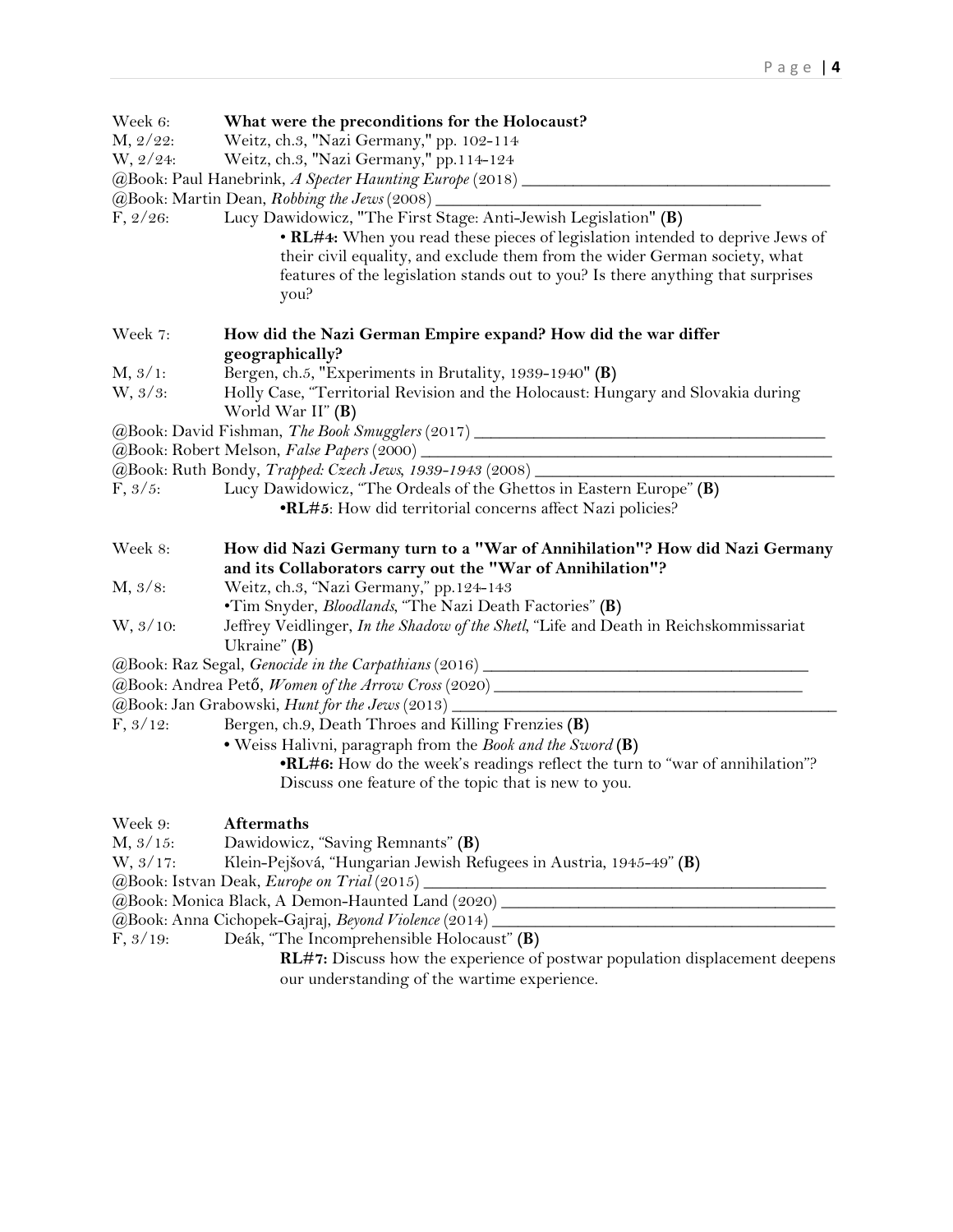Week 6: **What were the preconditions for the Holocaust?**

M, 2/22: Weitz, ch.3, "Nazi Germany," pp. 102-114

W, 2/24: Weitz, ch.3, "Nazi Germany," pp.114-124

@Book: Paul Hanebrink, *A Specter Haunting Europe* (2018) ___________________________________

@Book: Martin Dean, *Robbing the Jews* (2008) ___________________________________

F, 2/26: Lucy Dawidowicz, "The First Stage: Anti-Jewish Legislation" **(B)**

- **RL#4:** When you read these pieces of legislation intended to deprive Jews of their civil equality, and exclude them from the wider German society, what features of the legislation stands out to you? Is there anything that surprises you?

Week 7: **How did the Nazi German Empire expand? How did the war differ geographically?**

M, 3/1: Bergen, ch.5, "Experiments in Brutality, 1939-1940" **(B)**

W, 3/3: Holly Case, "Territorial Revision and the Holocaust: Hungary and Slovakia during World War II" **(B)**

@Book: David Fishman, *The Book Smugglers* (2017) ___________________________________

@Book: Robert Melson, *False Papers* (2000) ___________________________________

@Book: Ruth Bondy, *Trapped: Czech Jews, 1939-1943* (2008) ___________________________________

F, 3/5: Lucy Dawidowicz, "The Ordeals of the Ghettos in Eastern Europe" **(B)**

- **RL#5**: How did territorial concerns affect Nazi policies?

Week 8: **How did Nazi Germany turn to a "War of Annihilation"? How did Nazi Germany and its Collaborators carry out the "War of Annihilation"?**

M, 3/8: Weitz, ch.3, "Nazi Germany," pp.124-143

- Tim Snyder, *Bloodlands*, "The Nazi Death Factories" **(B)**

W, 3/10: Jeffrey Veidlinger, *In the Shadow of the Shetl*, "Life and Death in Reichskommissariat Ukraine" **(B)**

@Book: Raz Segal, *Genocide in the Carpathians* (2016) ___________________________________

@Book: Andrea Pető, *Women of the Arrow Cross* (2020) ___________________________________

@Book: Jan Grabowski, *Hunt for the Jews* (2013) ___________________________________

F, 3/12: Bergen, ch.9, Death Throes and Killing Frenzies **(B)**

- Weiss Halivni, paragraph from the *Book and the Sword* **(B)**
  - **RL#6:** How do the week's readings reflect the turn to "war of annihilation"? Discuss one feature of the topic that is new to you.

Week 9: **Aftermaths**

M, 3/15: Dawidowicz, "Saving Remnants" **(B)**

W, 3/17: Klein-Pejšová, "Hungarian Jewish Refugees in Austria, 1945-49" **(B)**

@Book: Istvan Deak, *Europe on Trial* (2015) ___________________________________

@Book: Monica Black, A Demon-Haunted Land (2020) ___________________________________

@Book: Anna Cichopek-Gajraj, *Beyond Violence* (2014) ___________________________________

F, 3/19: Deák, "The Incomprehensible Holocaust" **(B)**

**RL#7:** Discuss how the experience of postwar population displacement deepens our understanding of the wartime experience.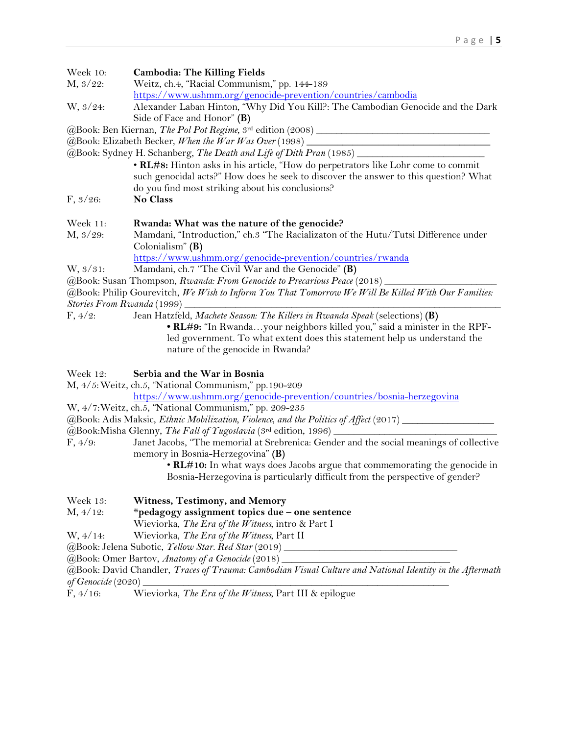Week 10: **Cambodia: The Killing Fields**

M, 3/22: Weitz, ch.4, "Racial Communism," pp. 144-189
https://www.ushmm.org/genocide-prevention/countries/cambodia

W, 3/24: Alexander Laban Hinton, "Why Did You Kill?: The Cambodian Genocide and the Dark Side of Face and Honor" **(B)**

@Book: Ben Kiernan, *The Pol Pot Regime*, 3rd edition (2008) ________________________________

@Book: Elizabeth Becker, *When the War Was Over* (1998) ________________________________

@Book: Sydney H. Schanberg, *The Death and Life of Dith Pran* (1985) ________________________

- **RL#8:** Hinton asks in his article, "How do perpetrators like Lohr come to commit such genocidal acts?" How does he seek to discover the answer to this question? What do you find most striking about his conclusions?

F, 3/26: **No Class**

Week 11: **Rwanda: What was the nature of the genocide?**

M, 3/29: Mamdani, "Introduction," ch.3 "The Racializaton of the Hutu/Tutsi Difference under Colonialism" **(B)**
https://www.ushmm.org/genocide-prevention/countries/rwanda

W, 3/31: Mamdani, ch.7 "The Civil War and the Genocide" **(B)**

@Book: Susan Thompson, *Rwanda: From Genocide to Precarious Peace* (2018) ____________________

@Book: Philip Gourevitch, *We Wish to Inform You That Tomorrow We Will Be Killed With Our Families: Stories From Rwanda* (1999) ________________________________________________

F, 4/2: Jean Hatzfeld, *Machete Season: The Killers in Rwanda Speak* (selections) **(B)**

- **RL#9:** "In Rwanda…your neighbors killed you," said a minister in the RPF-led government. To what extent does this statement help us understand the nature of the genocide in Rwanda?

Week 12: **Serbia and the War in Bosnia**

M, 4/5: Weitz, ch.5, "National Communism," pp.190-209
https://www.ushmm.org/genocide-prevention/countries/bosnia-herzegovina

W, 4/7: Weitz, ch.5, "National Communism," pp. 209-235

@Book: Adis Maksic, *Ethnic Mobilization, Violence, and the Politics of Affect* (2017) _________________

@Book: Misha Glenny, *The Fall of Yugoslavia* (3rd edition, 1996) ________________________________

F, 4/9: Janet Jacobs, "The memorial at Srebrenica: Gender and the social meanings of collective memory in Bosnia-Herzegovina" **(B)**

- **RL#10:** In what ways does Jacobs argue that commemorating the genocide in Bosnia-Herzegovina is particularly difficult from the perspective of gender?

Week 13: **Witness, Testimony, and Memory**

M, 4/12: ***pedagogy assignment topics due – one sentence**
Wieviorka, *The Era of the Witness*, intro & Part I

W, 4/14: Wieviorka, *The Era of the Witness*, Part II

@Book: Jelena Subotic, *Yellow Star. Red Star* (2019) ________________________________

@Book: Omer Bartov, *Anatomy of a Genocide* (2018) ________________________________

@Book: David Chandler, *Traces of Trauma: Cambodian Visual Culture and National Identity in the Aftermath of Genocide* (2020) ________________________________________________

F, 4/16: Wieviorka, *The Era of the Witness*, Part III & epilogue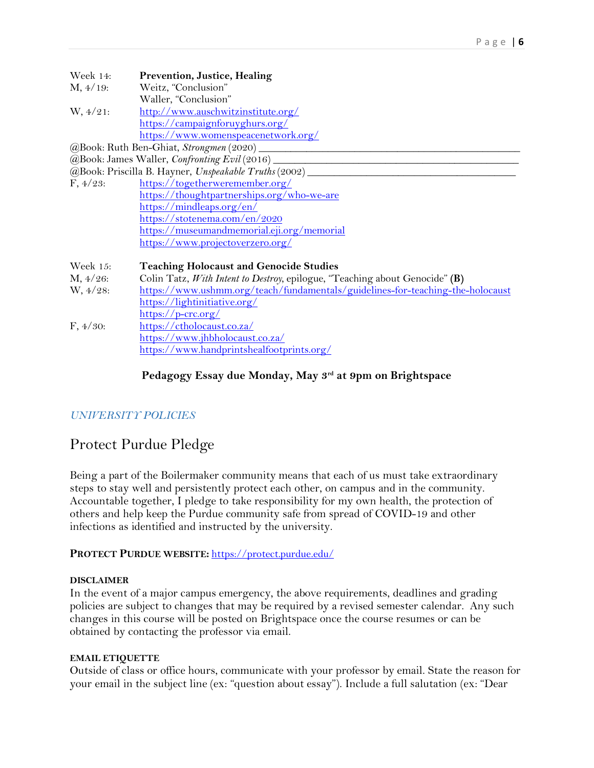Week 14: **Prevention, Justice, Healing**

M, 4/19: Weitz, "Conclusion"
Waller, "Conclusion"

W, 4/21: http://www.auschwitzinstitute.org/
https://campaignforuyghurs.org/
https://www.womenspeacenetwork.org/

@Book: Ruth Ben-Ghiat, *Strongmen* (2020) ____________________________________________

@Book: James Waller, *Confronting Evil* (2016) ________________________________________

@Book: Priscilla B. Hayner, *Unspeakable Truths* (2002) __________________________________

F, 4/23: https://togetherweremember.org/
https://thoughtpartnerships.org/who-we-are
https://mindleaps.org/en/
https://stotenema.com/en/2020
https://museumandmemorial.eji.org/memorial
https://www.projectoverzero.org/

Week 15: **Teaching Holocaust and Genocide Studies**

M, 4/26: Colin Tatz, *With Intent to Destroy*, epilogue, "Teaching about Genocide" **(B)**

W, 4/28: https://www.ushmm.org/teach/fundamentals/guidelines-for-teaching-the-holocaust
https://lightinitiative.org/
https://p-crc.org/

F, 4/30: https://ctholocaust.co.za/
https://www.jhbholocaust.co.za/
https://www.handprintshealfootprints.org/

**Pedagogy Essay due Monday, May 3rd at 9pm on Brightspace**

*UNIVERSITY POLICIES*

## Protect Purdue Pledge

Being a part of the Boilermaker community means that each of us must take extraordinary steps to stay well and persistently protect each other, on campus and in the community. Accountable together, I pledge to take responsibility for my own health, the protection of others and help keep the Purdue community safe from spread of COVID-19 and other infections as identified and instructed by the university.

**PROTECT PURDUE WEBSITE:** https://protect.purdue.edu/

**DISCLAIMER**

In the event of a major campus emergency, the above requirements, deadlines and grading policies are subject to changes that may be required by a revised semester calendar. Any such changes in this course will be posted on Brightspace once the course resumes or can be obtained by contacting the professor via email.

**EMAIL ETIQUETTE**

Outside of class or office hours, communicate with your professor by email. State the reason for your email in the subject line (ex: "question about essay"). Include a full salutation (ex: "Dear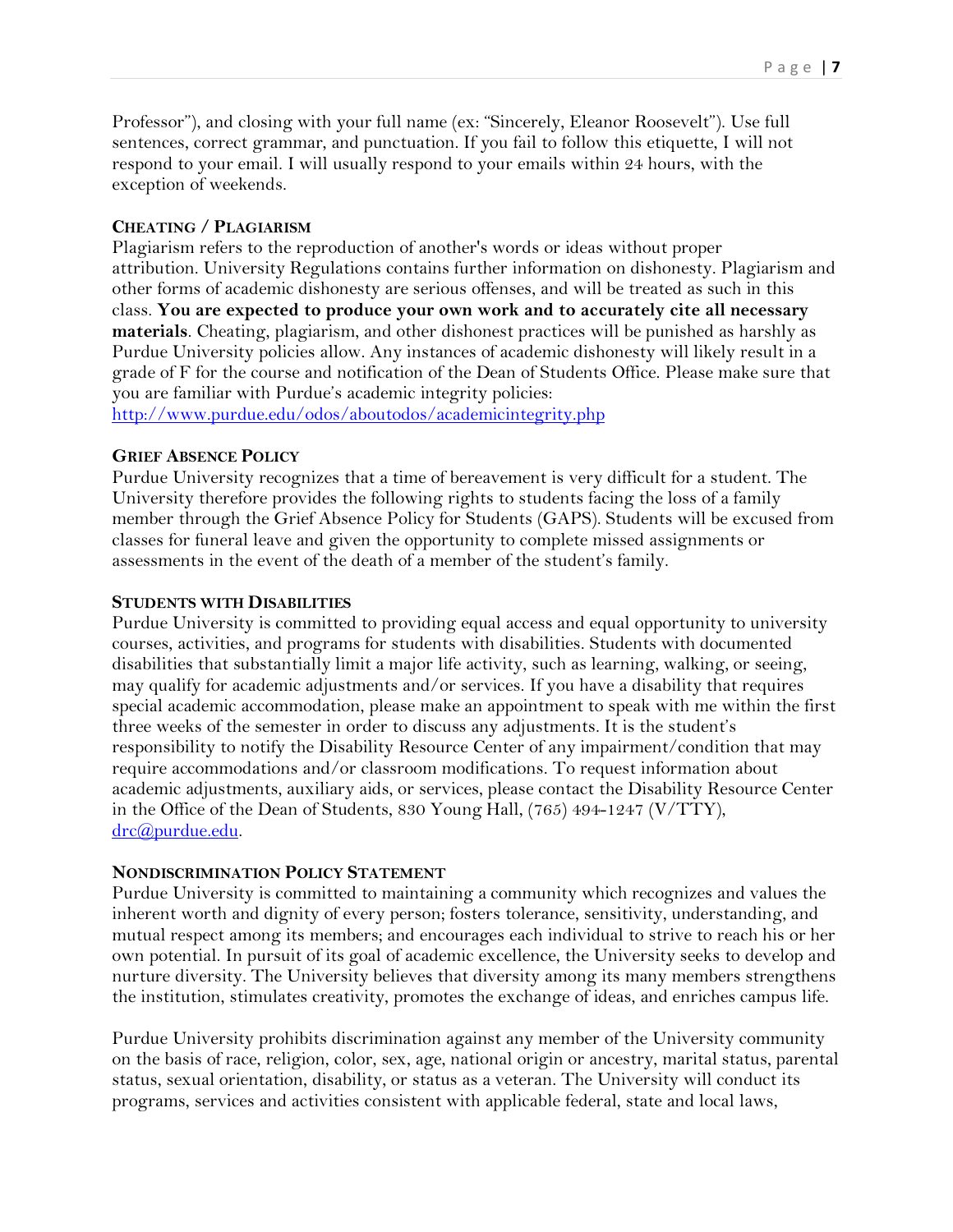Professor"), and closing with your full name (ex: "Sincerely, Eleanor Roosevelt"). Use full sentences, correct grammar, and punctuation. If you fail to follow this etiquette, I will not respond to your email. I will usually respond to your emails within 24 hours, with the exception of weekends.

### CHEATING / PLAGIARISM

Plagiarism refers to the reproduction of another's words or ideas without proper attribution. University Regulations contains further information on dishonesty. Plagiarism and other forms of academic dishonesty are serious offenses, and will be treated as such in this class. **You are expected to produce your own work and to accurately cite all necessary materials**. Cheating, plagiarism, and other dishonest practices will be punished as harshly as Purdue University policies allow. Any instances of academic dishonesty will likely result in a grade of F for the course and notification of the Dean of Students Office. Please make sure that you are familiar with Purdue's academic integrity policies:
http://www.purdue.edu/odos/aboutodos/academicintegrity.php

### GRIEF ABSENCE POLICY

Purdue University recognizes that a time of bereavement is very difficult for a student. The University therefore provides the following rights to students facing the loss of a family member through the Grief Absence Policy for Students (GAPS). Students will be excused from classes for funeral leave and given the opportunity to complete missed assignments or assessments in the event of the death of a member of the student's family.

### STUDENTS WITH DISABILITIES

Purdue University is committed to providing equal access and equal opportunity to university courses, activities, and programs for students with disabilities. Students with documented disabilities that substantially limit a major life activity, such as learning, walking, or seeing, may qualify for academic adjustments and/or services. If you have a disability that requires special academic accommodation, please make an appointment to speak with me within the first three weeks of the semester in order to discuss any adjustments. It is the student's responsibility to notify the Disability Resource Center of any impairment/condition that may require accommodations and/or classroom modifications. To request information about academic adjustments, auxiliary aids, or services, please contact the Disability Resource Center in the Office of the Dean of Students, 830 Young Hall, (765) 494-1247 (V/TTY), drc@purdue.edu.

### NONDISCRIMINATION POLICY STATEMENT

Purdue University is committed to maintaining a community which recognizes and values the inherent worth and dignity of every person; fosters tolerance, sensitivity, understanding, and mutual respect among its members; and encourages each individual to strive to reach his or her own potential. In pursuit of its goal of academic excellence, the University seeks to develop and nurture diversity. The University believes that diversity among its many members strengthens the institution, stimulates creativity, promotes the exchange of ideas, and enriches campus life.

Purdue University prohibits discrimination against any member of the University community on the basis of race, religion, color, sex, age, national origin or ancestry, marital status, parental status, sexual orientation, disability, or status as a veteran. The University will conduct its programs, services and activities consistent with applicable federal, state and local laws,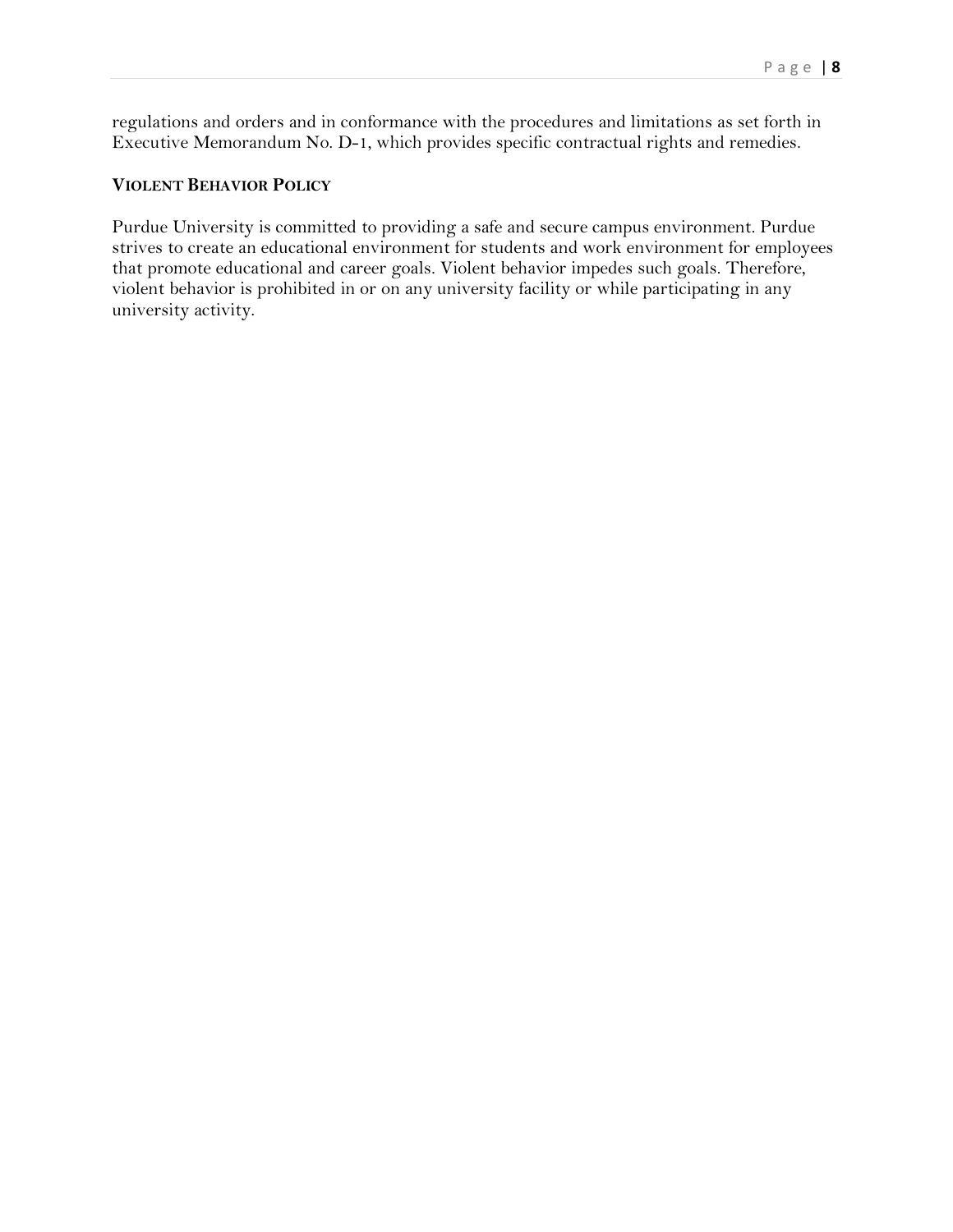regulations and orders and in conformance with the procedures and limitations as set forth in Executive Memorandum No. D-1, which provides specific contractual rights and remedies.

### VIOLENT BEHAVIOR POLICY

Purdue University is committed to providing a safe and secure campus environment. Purdue strives to create an educational environment for students and work environment for employees that promote educational and career goals. Violent behavior impedes such goals. Therefore, violent behavior is prohibited in or on any university facility or while participating in any university activity.